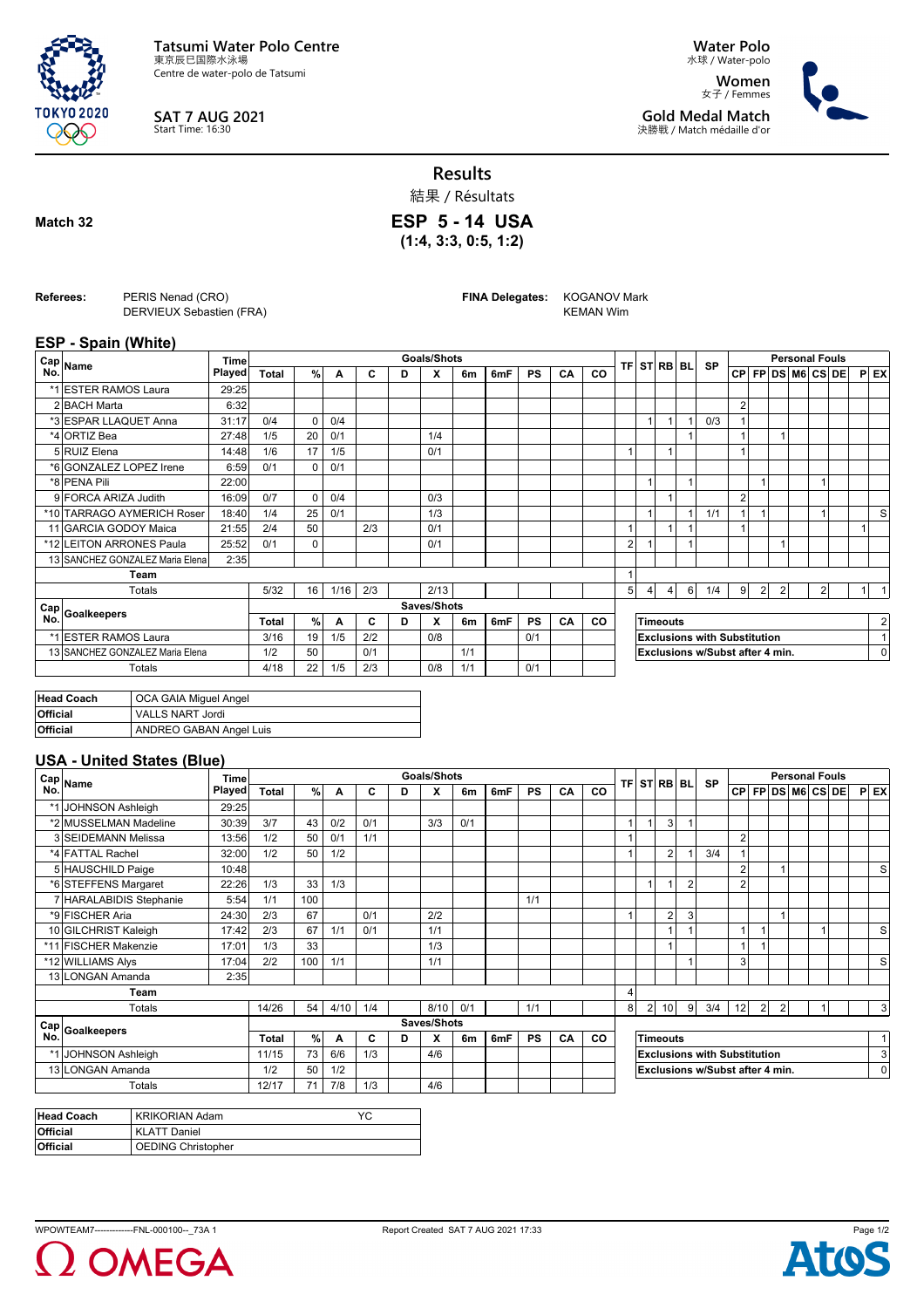**Tatsumi Water Polo Centre**
東京辰巳国際水泳場
Centre de water-polo de Tatsumi

**SAT 7 AUG 2021**
Start Time: 16:30

**Water Polo**
水球 / Water-polo

**Women**
女子 / Femmes

**Gold Medal Match**
決勝戦 / Match médaille d'or

# Results
結果 / Résultats

**Match 32**

## ESP 5 - 14 USA
**(1:4, 3:3, 0:5, 1:2)**

**Referees:** PERIS Nenad (CRO), DERVIEUX Sebastien (FRA)

**FINA Delegates:** KOGANOV Mark, KEMAN Wim

### ESP - Spain (White)

| Cap No. | Name | Time Played | Goals/Shots Total | % | A | C | D | X | 6m | 6mF | PS | CA | CO | TF | ST | RB | BL | SP | Personal Fouls CP | FP | DS | M6 | CS | DE | P | EX |
|---|---|---|---|---|---|---|---|---|---|---|---|---|---|---|---|---|---|---|---|---|---|---|---|---|---|---|
| *1 | ESTER RAMOS Laura | 29:25 | | | | | | | | | | | | | | | | | | | | | | | | |
| 2 | BACH Marta | 6:32 | | | | | | | | | | | | | | | | | 2 | | | | | | | |
| *3 | ESPAR LLAQUET Anna | 31:17 | 0/4 | 0 | 0/4 | | | | | | | | | | 1 | 1 | 1 | 0/3 | 1 | | | | | | | |
| *4 | ORTIZ Bea | 27:48 | 1/5 | 20 | 0/1 | | | 1/4 | | | | | | | | | 1 | | 1 | | 1 | | | | | |
| 5 | RUIZ Elena | 14:48 | 1/6 | 17 | 1/5 | | | 0/1 | | | | | | 1 | | 1 | | | 1 | | | | | | | |
| *6 | GONZALEZ LOPEZ Irene | 6:59 | 0/1 | 0 | 0/1 | | | | | | | | | | | | | | | | | | | | | |
| *8 | PENA Pili | 22:00 | | | | | | | | | | | | | 1 | | 1 | | | 1 | | | 1 | | | |
| 9 | FORCA ARIZA Judith | 16:09 | 0/7 | 0 | 0/4 | | | 0/3 | | | | | | | | 1 | | | 2 | | | | | | | |
| *10 | TARRAGO AYMERICH Roser | 18:40 | 1/4 | 25 | 0/1 | | | 1/3 | | | | | | | 1 | | 1 | 1/1 | 1 | 1 | | | 1 | | | S |
| 11 | GARCIA GODOY Maica | 21:55 | 2/4 | 50 | | 2/3 | | 0/1 | | | | | | 1 | | 1 | 1 | | 1 | | | | | | 1 | |
| *12 | LEITON ARRONES Paula | 25:52 | 0/1 | 0 | | | | 0/1 | | | | | | 2 | 1 | | 1 | | | | 1 | | | | | |
| 13 | SANCHEZ GONZALEZ Maria Elena | 2:35 | | | | | | | | | | | | | | | | | | | | | | | | |
| | Team | | | | | | | | | | | | | 1 | | | | | | | | | | | | |
| | Totals | | 5/32 | 16 | 1/16 | 2/3 | | 2/13 | | | | | | 5 | 4 | 4 | 6 | 1/4 | 9 | 2 | 2 | | 2 | | 1 | 1 |

| Cap No. | Goalkeepers | Saves/Shots Total | % | A | C | D | X | 6m | 6mF | PS | CA | CO |
|---|---|---|---|---|---|---|---|---|---|---|---|---|
| *1 | ESTER RAMOS Laura | 3/16 | 19 | 1/5 | 2/2 | | 0/8 | | | 0/1 | | |
| 13 | SANCHEZ GONZALEZ Maria Elena | 1/2 | 50 | | 0/1 | | | 1/1 | | | | |
| | Totals | 4/18 | 22 | 1/5 | 2/3 | | 0/8 | 1/1 | | 0/1 | | |

| | |
|---|---|
| Timeouts | 2 |
| Exclusions with Substitution | 1 |
| Exclusions w/Subst after 4 min. | 0 |

| | |
|---|---|
| **Head Coach** | OCA GAIA Miguel Angel |
| **Official** | VALLS NART Jordi |
| **Official** | ANDREO GABAN Angel Luis |

### USA - United States (Blue)

| Cap No. | Name | Time Played | Goals/Shots Total | % | A | C | D | X | 6m | 6mF | PS | CA | CO | TF | ST | RB | BL | SP | Personal Fouls CP | FP | DS | M6 | CS | DE | P | EX |
|---|---|---|---|---|---|---|---|---|---|---|---|---|---|---|---|---|---|---|---|---|---|---|---|---|---|---|
| *1 | JOHNSON Ashleigh | 29:25 | | | | | | | | | | | | | | | | | | | | | | | | |
| *2 | MUSSELMAN Madeline | 30:39 | 3/7 | 43 | 0/2 | 0/1 | | 3/3 | 0/1 | | | | | 1 | 1 | 3 | 1 | | | | | | | | | |
| 3 | SEIDEMANN Melissa | 13:56 | 1/2 | 50 | 0/1 | 1/1 | | | | | | | | 1 | | | | | 2 | | | | | | | |
| *4 | FATTAL Rachel | 32:00 | 1/2 | 50 | 1/2 | | | | | | | | | 1 | | 2 | 1 | 3/4 | 1 | | | | | | | |
| 5 | HAUSCHILD Paige | 10:48 | | | | | | | | | | | | | | | | | 2 | | 1 | | | | | S |
| *6 | STEFFENS Margaret | 22:26 | 1/3 | 33 | 1/3 | | | | | | | | | | 1 | 1 | 2 | | 2 | | | | | | | |
| 7 | HARALABIDIS Stephanie | 5:54 | 1/1 | 100 | | | | | | | 1/1 | | | | | | | | | | | | | | | |
| *9 | FISCHER Aria | 24:30 | 2/3 | 67 | | 0/1 | | 2/2 | | | | | | 1 | | 2 | 3 | | | | 1 | | | | | |
| 10 | GILCHRIST Kaleigh | 17:42 | 2/3 | 67 | 1/1 | 0/1 | | 1/1 | | | | | | | | 1 | 1 | | 1 | 1 | | | 1 | | | S |
| *11 | FISCHER Makenzie | 17:01 | 1/3 | 33 | | | | 1/3 | | | | | | | | 1 | | | 1 | 1 | | | | | | |
| *12 | WILLIAMS Alys | 17:04 | 2/2 | 100 | 1/1 | | | 1/1 | | | | | | | | | 1 | | 3 | | | | | | | S |
| 13 | LONGAN Amanda | 2:35 | | | | | | | | | | | | | | | | | | | | | | | | |
| | Team | | | | | | | | | | | | | 4 | | | | | | | | | | | | |
| | Totals | | 14/26 | 54 | 4/10 | 1/4 | | 8/10 | 0/1 | | 1/1 | | | 8 | 2 | 10 | 9 | 3/4 | 12 | 2 | 2 | | 1 | | | 3 |

| Cap No. | Goalkeepers | Saves/Shots Total | % | A | C | D | X | 6m | 6mF | PS | CA | CO |
|---|---|---|---|---|---|---|---|---|---|---|---|---|
| *1 | JOHNSON Ashleigh | 11/15 | 73 | 6/6 | 1/3 | | 4/6 | | | | | |
| 13 | LONGAN Amanda | 1/2 | 50 | 1/2 | | | | | | | | |
| | Totals | 12/17 | 71 | 7/8 | 1/3 | | 4/6 | | | | | |

| | |
|---|---|
| Timeouts | 1 |
| Exclusions with Substitution | 3 |
| Exclusions w/Subst after 4 min. | 0 |

| | | |
|---|---|---|
| **Head Coach** | KRIKORIAN Adam | YC |
| **Official** | KLATT Daniel | |
| **Official** | OEDING Christopher | |

WPOWTEAM7-------------FNL-000100--_73A 1 Report Created SAT 7 AUG 2021 17:33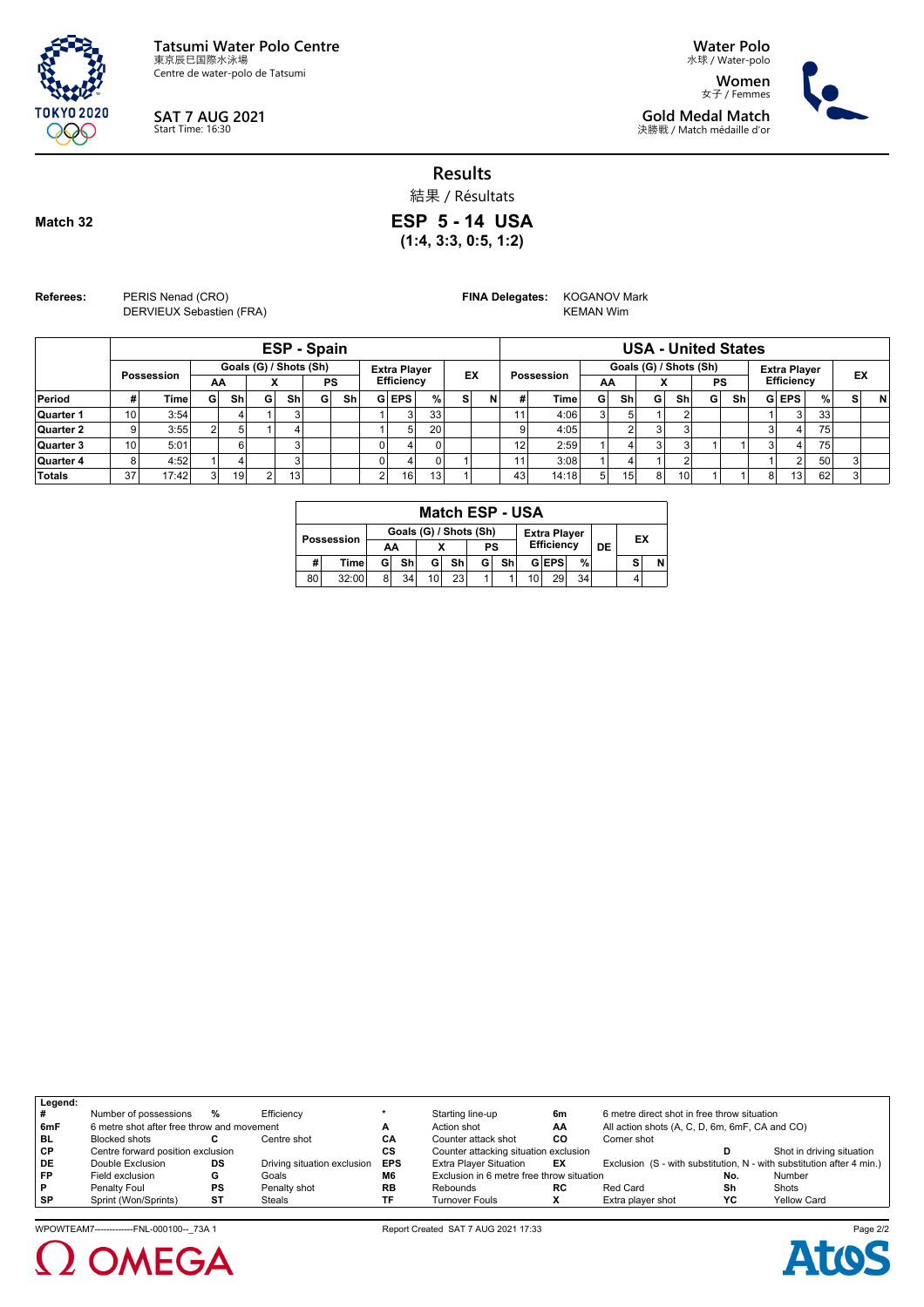Tatsumi Water Polo Centre
東京辰巳国際水泳場
Centre de water-polo de Tatsumi

SAT 7 AUG 2021
Start Time: 16:30

Water Polo
水球 / Water-polo

Women
女子 / Femmes

Gold Medal Match
決勝戦 / Match médaille d'or

# Results

結果 / Résultats

**Match 32**

## ESP 5 - 14 USA

**(1:4, 3:3, 0:5, 1:2)**

**Referees:** PERIS Nenad (CRO), DERVIEUX Sebastien (FRA)

**FINA Delegates:** KOGANOV Mark, KEMAN Wim

| | ESP - Spain | | | | | | | | | | | | | | USA - United States | | | | | | | | | | | | | |
|---|---|---|---|---|---|---|---|---|---|---|---|---|---|---|---|---|---|---|---|---|---|---|---|---|---|---|---|---|
| | Possession | | Goals (G) / Shots (Sh) | | | | | | Extra Player Efficiency | | | EX | | Possession | | Goals (G) / Shots (Sh) | | | | | | Extra Player Efficiency | | | EX | |
| | | | AA | | X | | PS | | | | | | | | | AA | | X | | PS | | | | | | |
| Period | # | Time | G | Sh | G | Sh | G | Sh | G | EPS | % | S | N | # | Time | G | Sh | G | Sh | G | Sh | G | EPS | % | S | N |
| Quarter 1 | 10 | 3:54 | | 4 | 1 | 3 | | | 1 | 3 | 33 | | | 11 | 4:06 | 3 | 5 | 1 | 2 | | | 1 | 3 | 33 | | |
| Quarter 2 | 9 | 3:55 | 2 | 5 | 1 | 4 | | | 1 | 5 | 20 | | | 9 | 4:05 | | 2 | 3 | 3 | | | 3 | 4 | 75 | | |
| Quarter 3 | 10 | 5:01 | | 6 | | 3 | | | 0 | 4 | 0 | | | 12 | 2:59 | 1 | 4 | 3 | 3 | 1 | 1 | 3 | 4 | 75 | | |
| Quarter 4 | 8 | 4:52 | 1 | 4 | | 3 | | | 0 | 4 | 0 | 1 | | 11 | 3:08 | 1 | 4 | 1 | 2 | | | 1 | 2 | 50 | 3 | |
| Totals | 37 | 17:42 | 3 | 19 | 2 | 13 | | | 2 | 16 | 13 | 1 | | 43 | 14:18 | 5 | 15 | 8 | 10 | 1 | 1 | 8 | 13 | 62 | 3 | |

| Match ESP - USA | | | | | | | | | | | | | |
|---|---|---|---|---|---|---|---|---|---|---|---|---|---|
| Possession | | Goals (G) / Shots (Sh) | | | | | | Extra Player Efficiency | | | DE | EX | |
| | | AA | | X | | PS | | | | | | | |
| # | Time | G | Sh | G | Sh | G | Sh | G | EPS | % | | S | N |
| 80 | 32:00 | 8 | 34 | 10 | 23 | 1 | 1 | 10 | 29 | 34 | | 4 | |

**Legend:**

| | | | | | | | | | |
|---|---|---|---|---|---|---|---|---|---|
| # | Number of possessions | % | Efficiency | * | Starting line-up | 6m | 6 metre direct shot in free throw situation | | |
| 6mF | 6 metre shot after free throw and movement | | | A | Action shot | AA | All action shots (A, C, D, 6m, 6mF, CA and CO) | | |
| BL | Blocked shots | C | Centre shot | CA | Counter attack shot | CO | Corner shot | | |
| CP | Centre forward position exclusion | | | CS | Counter attacking situation exclusion | | | D | Shot in driving situation |
| DE | Double Exclusion | DS | Driving situation exclusion | EPS | Extra Player Situation | EX | Exclusion (S - with substitution, N - with substitution after 4 min.) | | |
| FP | Field exclusion | G | Goals | M6 | Exclusion in 6 metre free throw situation | | | No. | Number |
| P | Penalty Foul | PS | Penalty shot | RB | Rebounds | RC | Red Card | Sh | Shots |
| SP | Sprint (Won/Sprints) | ST | Steals | TF | Turnover Fouls | X | Extra player shot | YC | Yellow Card |

WPOWTEAM7-------------FNL-000100--_73A 1 Report Created SAT 7 AUG 2021 17:33